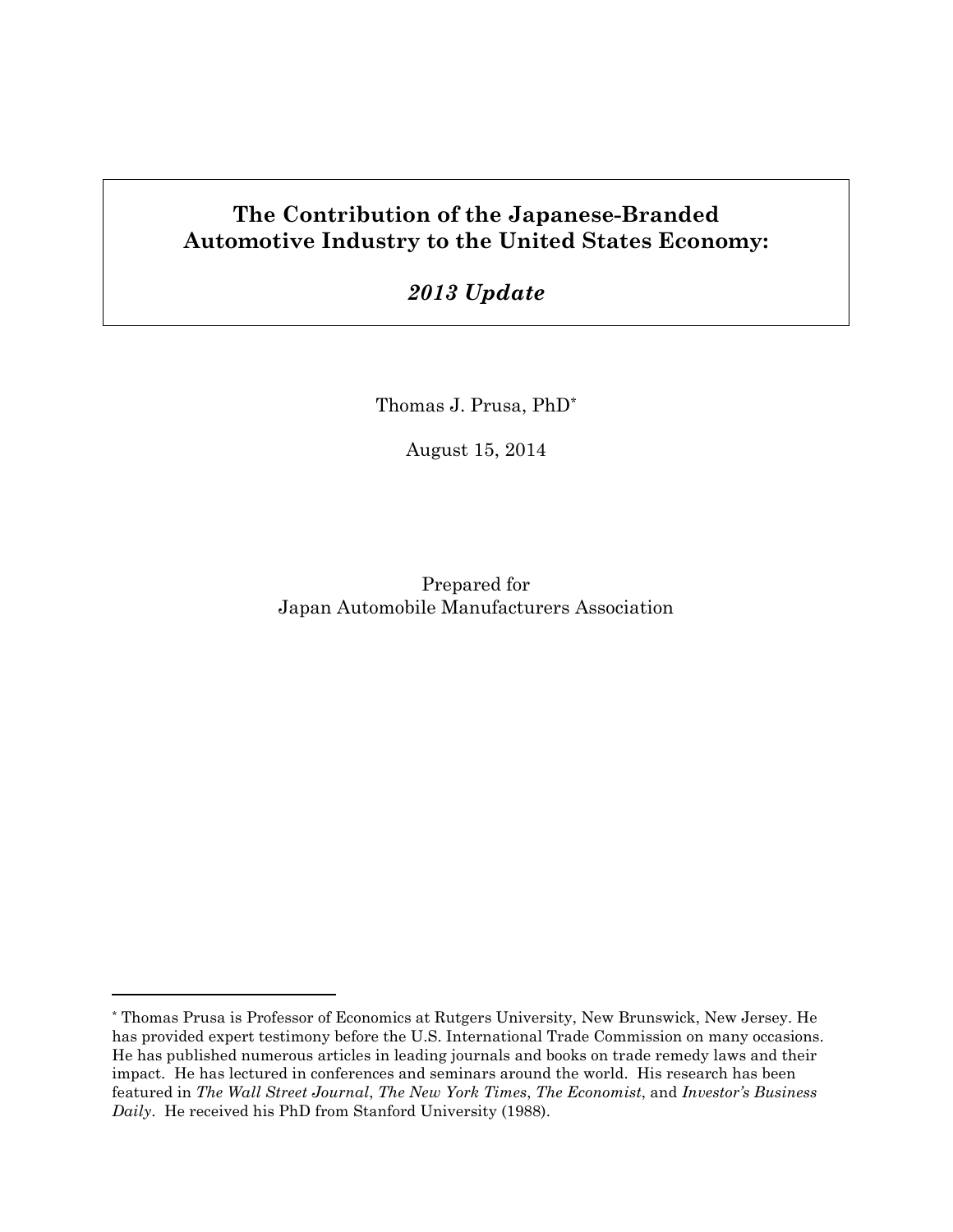# The Contribution of the Japanese-Branded Automotive Industry to the United States Economy:

## *2013 Update*

Thomas J. Prusa, PhD*

August 15, 2014

Prepared for
Japan Automobile Manufacturers Association

---

* Thomas Prusa is Professor of Economics at Rutgers University, New Brunswick, New Jersey. He has provided expert testimony before the U.S. International Trade Commission on many occasions. He has published numerous articles in leading journals and books on trade remedy laws and their impact. He has lectured in conferences and seminars around the world. His research has been featured in *The Wall Street Journal*, *The New York Times*, *The Economist*, and *Investor's Business Daily*. He received his PhD from Stanford University (1988).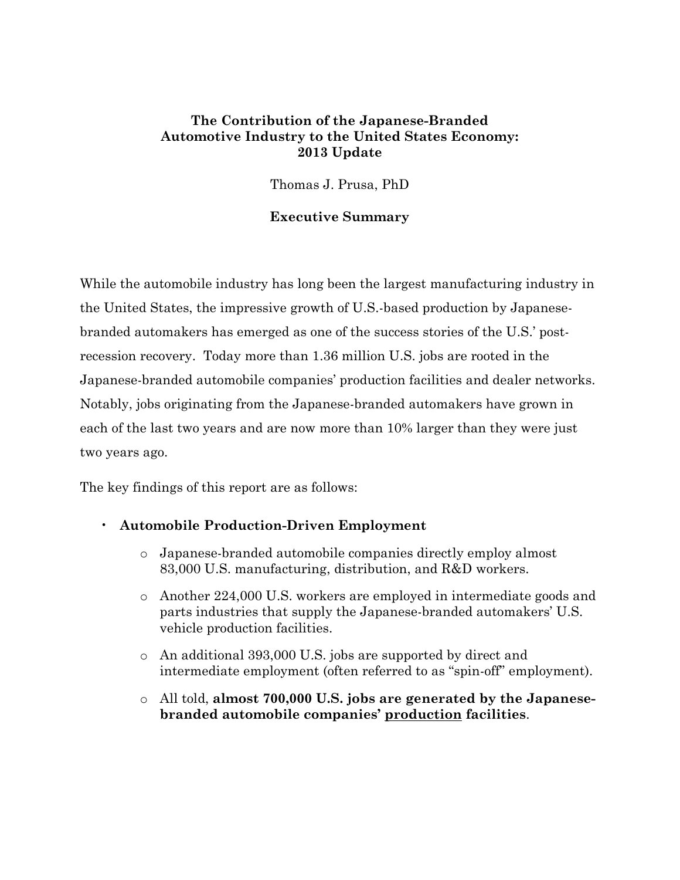**The Contribution of the Japanese-Branded Automotive Industry to the United States Economy: 2013 Update**

Thomas J. Prusa, PhD

**Executive Summary**

While the automobile industry has long been the largest manufacturing industry in the United States, the impressive growth of U.S.-based production by Japanese-branded automakers has emerged as one of the success stories of the U.S.' post-recession recovery. Today more than 1.36 million U.S. jobs are rooted in the Japanese-branded automobile companies' production facilities and dealer networks. Notably, jobs originating from the Japanese-branded automakers have grown in each of the last two years and are now more than 10% larger than they were just two years ago.

The key findings of this report are as follows:

- **Automobile Production-Driven Employment**
  - Japanese-branded automobile companies directly employ almost 83,000 U.S. manufacturing, distribution, and R&D workers.
  - Another 224,000 U.S. workers are employed in intermediate goods and parts industries that supply the Japanese-branded automakers' U.S. vehicle production facilities.
  - An additional 393,000 U.S. jobs are supported by direct and intermediate employment (often referred to as "spin-off" employment).
  - All told, **almost 700,000 U.S. jobs are generated by the Japanese-branded automobile companies' <u>production</u> facilities**.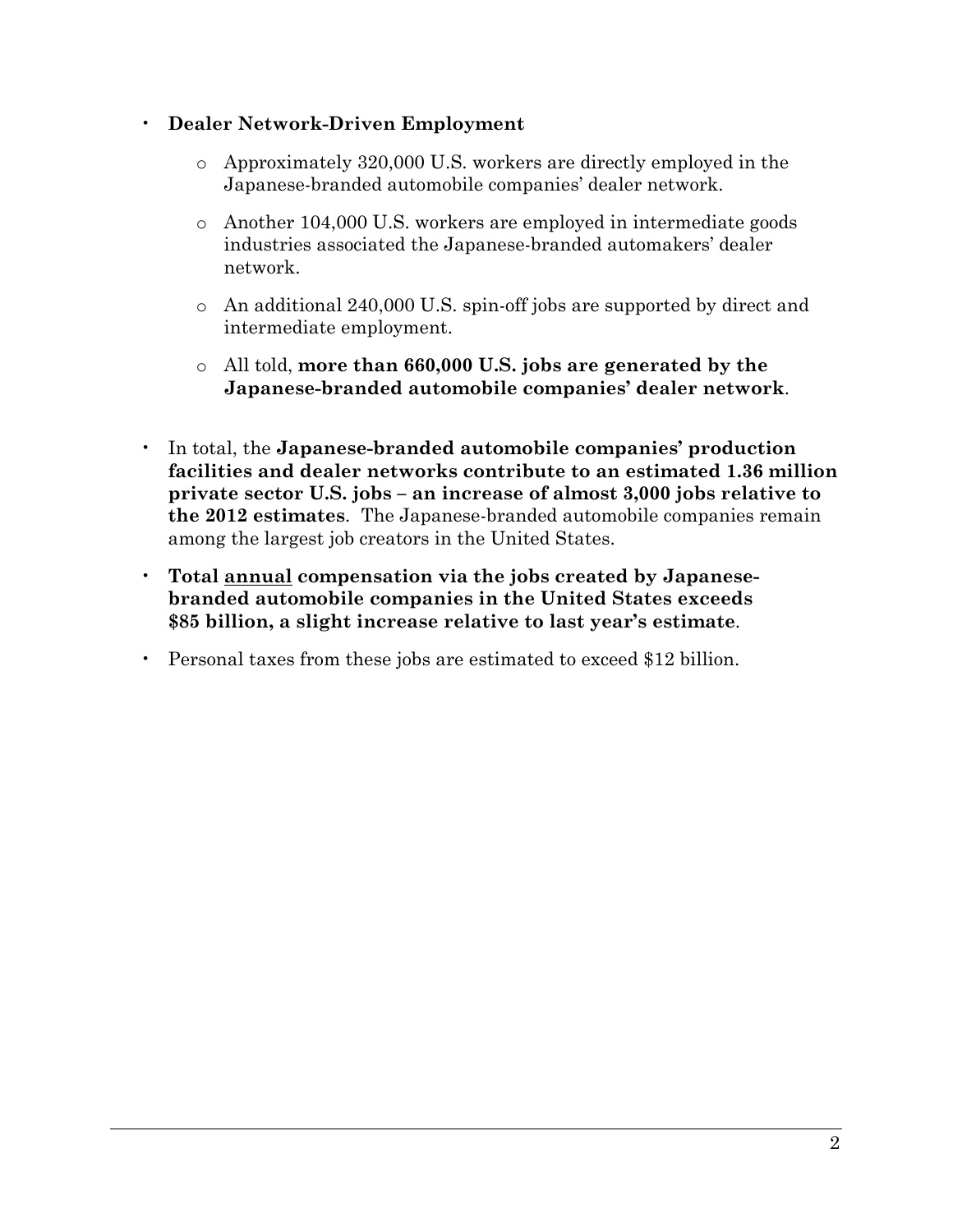- **Dealer Network-Driven Employment**

    - Approximately 320,000 U.S. workers are directly employed in the Japanese-branded automobile companies' dealer network.

    - Another 104,000 U.S. workers are employed in intermediate goods industries associated the Japanese-branded automakers' dealer network.

    - An additional 240,000 U.S. spin-off jobs are supported by direct and intermediate employment.

    - All told, **more than 660,000 U.S. jobs are generated by the Japanese-branded automobile companies' dealer network**.

- In total, the **Japanese-branded automobile companies' production facilities and dealer networks contribute to an estimated 1.36 million private sector U.S. jobs – an increase of almost 3,000 jobs relative to the 2012 estimates**. The Japanese-branded automobile companies remain among the largest job creators in the United States.

- **Total <u>annual</u> compensation via the jobs created by Japanese-branded automobile companies in the United States exceeds $85 billion, a slight increase relative to last year's estimate**.

- Personal taxes from these jobs are estimated to exceed $12 billion.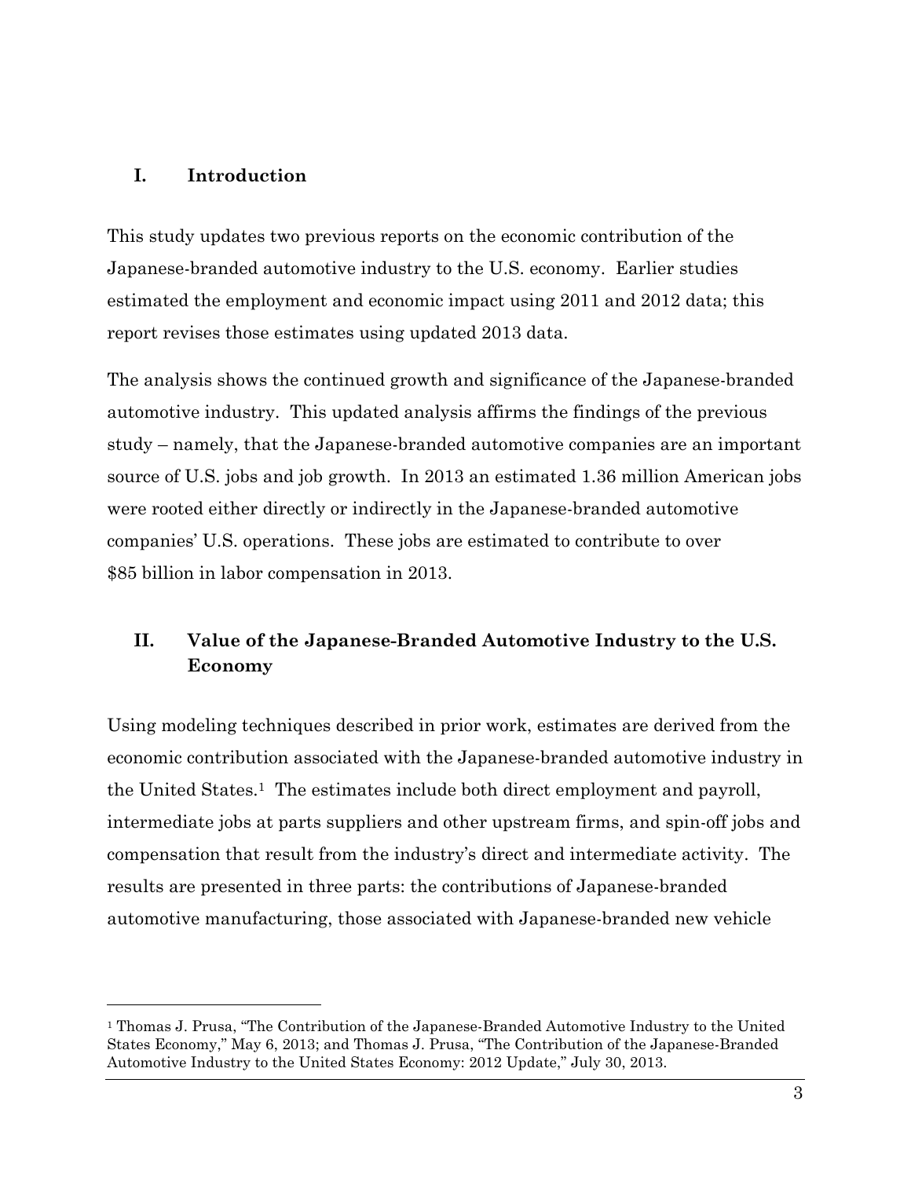## I. Introduction

This study updates two previous reports on the economic contribution of the Japanese-branded automotive industry to the U.S. economy. Earlier studies estimated the employment and economic impact using 2011 and 2012 data; this report revises those estimates using updated 2013 data.

The analysis shows the continued growth and significance of the Japanese-branded automotive industry. This updated analysis affirms the findings of the previous study – namely, that the Japanese-branded automotive companies are an important source of U.S. jobs and job growth. In 2013 an estimated 1.36 million American jobs were rooted either directly or indirectly in the Japanese-branded automotive companies' U.S. operations. These jobs are estimated to contribute to over $85 billion in labor compensation in 2013.

## II. Value of the Japanese-Branded Automotive Industry to the U.S. Economy

Using modeling techniques described in prior work, estimates are derived from the economic contribution associated with the Japanese-branded automotive industry in the United States.[1] The estimates include both direct employment and payroll, intermediate jobs at parts suppliers and other upstream firms, and spin-off jobs and compensation that result from the industry's direct and intermediate activity. The results are presented in three parts: the contributions of Japanese-branded automotive manufacturing, those associated with Japanese-branded new vehicle

---

[1] Thomas J. Prusa, "The Contribution of the Japanese-Branded Automotive Industry to the United States Economy," May 6, 2013; and Thomas J. Prusa, "The Contribution of the Japanese-Branded Automotive Industry to the United States Economy: 2012 Update," July 30, 2013.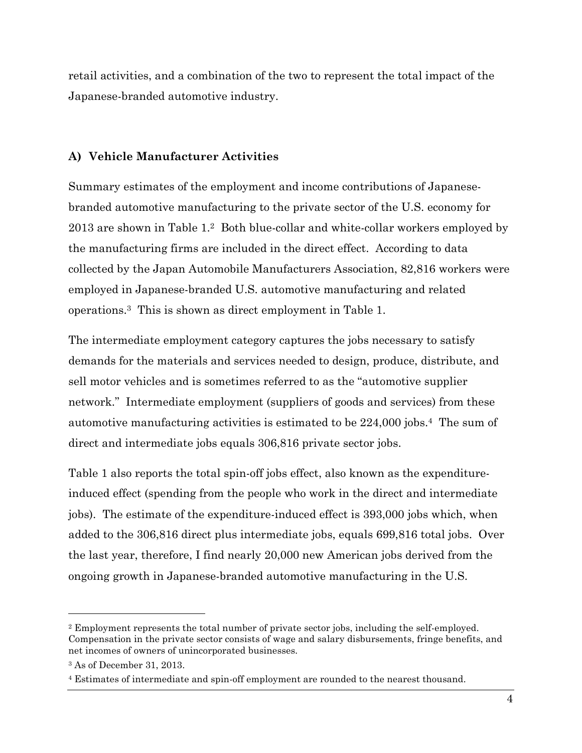retail activities, and a combination of the two to represent the total impact of the Japanese-branded automotive industry.

### A) Vehicle Manufacturer Activities

Summary estimates of the employment and income contributions of Japanese-branded automotive manufacturing to the private sector of the U.S. economy for 2013 are shown in Table 1.[2] Both blue-collar and white-collar workers employed by the manufacturing firms are included in the direct effect. According to data collected by the Japan Automobile Manufacturers Association, 82,816 workers were employed in Japanese-branded U.S. automotive manufacturing and related operations.[3] This is shown as direct employment in Table 1.

The intermediate employment category captures the jobs necessary to satisfy demands for the materials and services needed to design, produce, distribute, and sell motor vehicles and is sometimes referred to as the "automotive supplier network." Intermediate employment (suppliers of goods and services) from these automotive manufacturing activities is estimated to be 224,000 jobs.[4] The sum of direct and intermediate jobs equals 306,816 private sector jobs.

Table 1 also reports the total spin-off jobs effect, also known as the expenditure-induced effect (spending from the people who work in the direct and intermediate jobs). The estimate of the expenditure-induced effect is 393,000 jobs which, when added to the 306,816 direct plus intermediate jobs, equals 699,816 total jobs. Over the last year, therefore, I find nearly 20,000 new American jobs derived from the ongoing growth in Japanese-branded automotive manufacturing in the U.S.

---

[2] Employment represents the total number of private sector jobs, including the self-employed. Compensation in the private sector consists of wage and salary disbursements, fringe benefits, and net incomes of owners of unincorporated businesses.

[3] As of December 31, 2013.

[4] Estimates of intermediate and spin-off employment are rounded to the nearest thousand.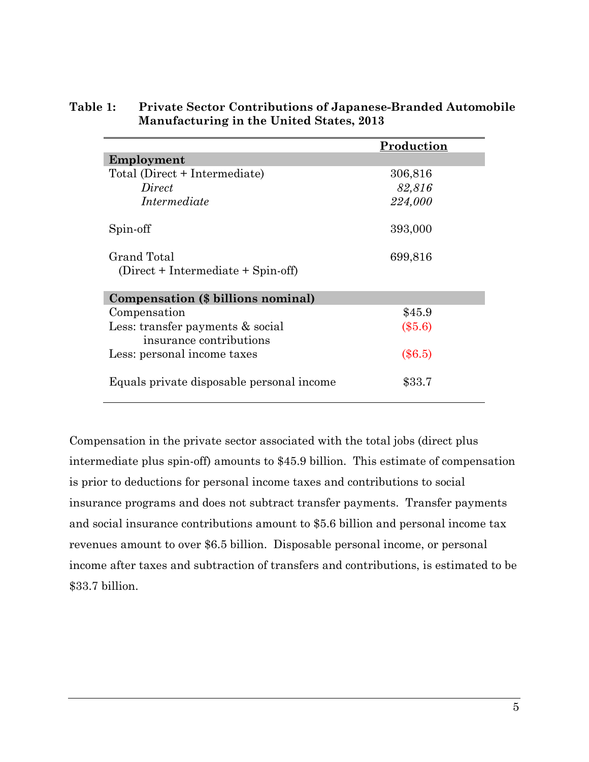**Table 1: Private Sector Contributions of Japanese-Branded Automobile Manufacturing in the United States, 2013**

| | Production |
|---|---|
| **Employment** | |
| Total (Direct + Intermediate) | 306,816 |
| *Direct* | *82,816* |
| *Intermediate* | *224,000* |
| Spin-off | 393,000 |
| Grand Total (Direct + Intermediate + Spin-off) | 699,816 |
| **Compensation ($ billions nominal)** | |
| Compensation | $45.9 |
| Less: transfer payments & social insurance contributions | ($5.6) |
| Less: personal income taxes | ($6.5) |
| Equals private disposable personal income | $33.7 |

Compensation in the private sector associated with the total jobs (direct plus intermediate plus spin-off) amounts to $45.9 billion. This estimate of compensation is prior to deductions for personal income taxes and contributions to social insurance programs and does not subtract transfer payments. Transfer payments and social insurance contributions amount to $5.6 billion and personal income tax revenues amount to over $6.5 billion. Disposable personal income, or personal income after taxes and subtraction of transfers and contributions, is estimated to be $33.7 billion.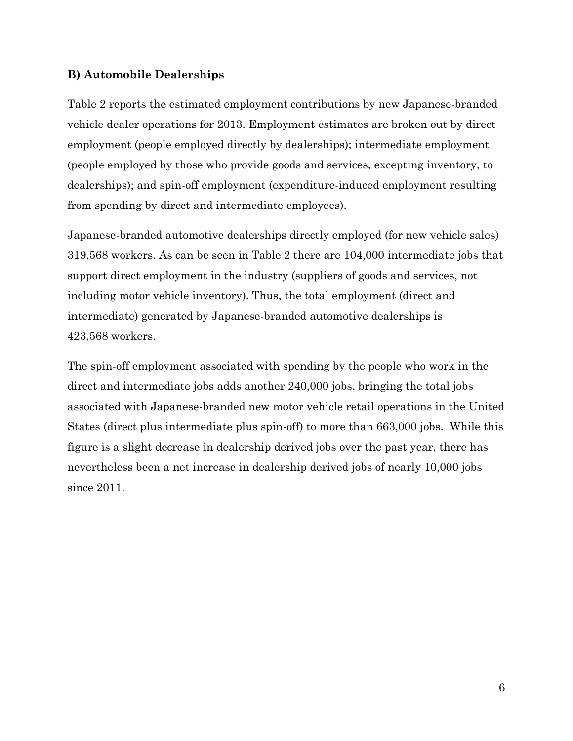### B) Automobile Dealerships

Table 2 reports the estimated employment contributions by new Japanese-branded vehicle dealer operations for 2013. Employment estimates are broken out by direct employment (people employed directly by dealerships); intermediate employment (people employed by those who provide goods and services, excepting inventory, to dealerships); and spin-off employment (expenditure-induced employment resulting from spending by direct and intermediate employees).

Japanese-branded automotive dealerships directly employed (for new vehicle sales) 319,568 workers. As can be seen in Table 2 there are 104,000 intermediate jobs that support direct employment in the industry (suppliers of goods and services, not including motor vehicle inventory). Thus, the total employment (direct and intermediate) generated by Japanese-branded automotive dealerships is 423,568 workers.

The spin-off employment associated with spending by the people who work in the direct and intermediate jobs adds another 240,000 jobs, bringing the total jobs associated with Japanese-branded new motor vehicle retail operations in the United States (direct plus intermediate plus spin-off) to more than 663,000 jobs. While this figure is a slight decrease in dealership derived jobs over the past year, there has nevertheless been a net increase in dealership derived jobs of nearly 10,000 jobs since 2011.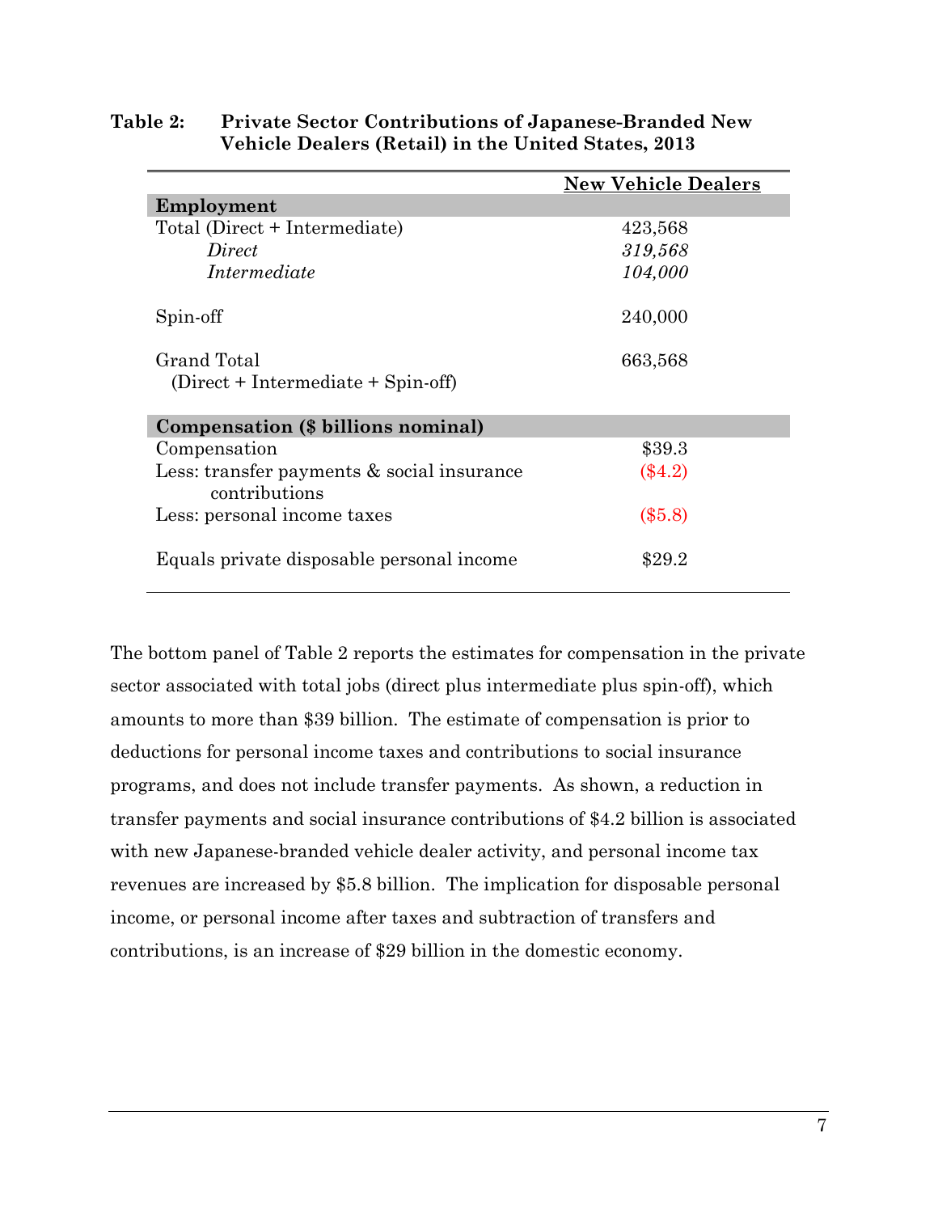**Table 2: Private Sector Contributions of Japanese-Branded New Vehicle Dealers (Retail) in the United States, 2013**

| | New Vehicle Dealers |
|---|---|
| **Employment** | |
| Total (Direct + Intermediate) | 423,568 |
| *Direct* | *319,568* |
| *Intermediate* | *104,000* |
| Spin-off | 240,000 |
| Grand Total (Direct + Intermediate + Spin-off) | 663,568 |
| **Compensation ($ billions nominal)** | |
| Compensation | $39.3 |
| Less: transfer payments & social insurance contributions | ($4.2) |
| Less: personal income taxes | ($5.8) |
| Equals private disposable personal income | $29.2 |

The bottom panel of Table 2 reports the estimates for compensation in the private sector associated with total jobs (direct plus intermediate plus spin-off), which amounts to more than $39 billion. The estimate of compensation is prior to deductions for personal income taxes and contributions to social insurance programs, and does not include transfer payments. As shown, a reduction in transfer payments and social insurance contributions of $4.2 billion is associated with new Japanese-branded vehicle dealer activity, and personal income tax revenues are increased by $5.8 billion. The implication for disposable personal income, or personal income after taxes and subtraction of transfers and contributions, is an increase of $29 billion in the domestic economy.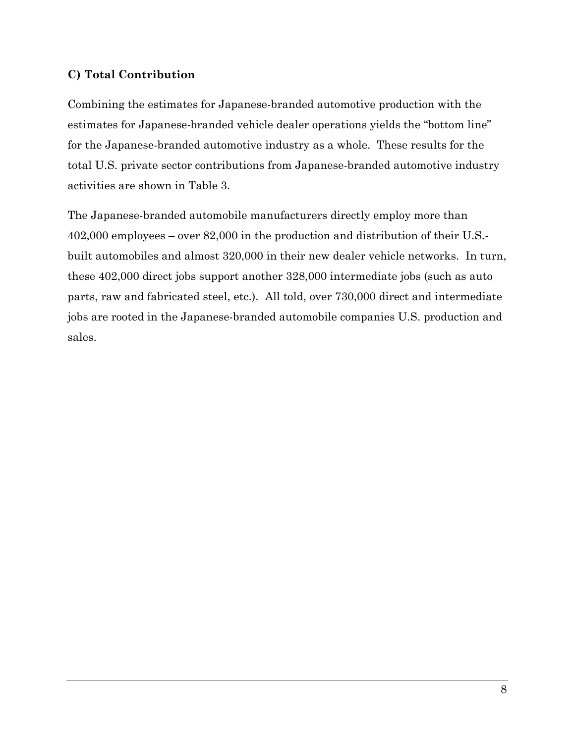### C) Total Contribution

Combining the estimates for Japanese-branded automotive production with the estimates for Japanese-branded vehicle dealer operations yields the "bottom line" for the Japanese-branded automotive industry as a whole. These results for the total U.S. private sector contributions from Japanese-branded automotive industry activities are shown in Table 3.

The Japanese-branded automobile manufacturers directly employ more than 402,000 employees – over 82,000 in the production and distribution of their U.S.-built automobiles and almost 320,000 in their new dealer vehicle networks. In turn, these 402,000 direct jobs support another 328,000 intermediate jobs (such as auto parts, raw and fabricated steel, etc.). All told, over 730,000 direct and intermediate jobs are rooted in the Japanese-branded automobile companies U.S. production and sales.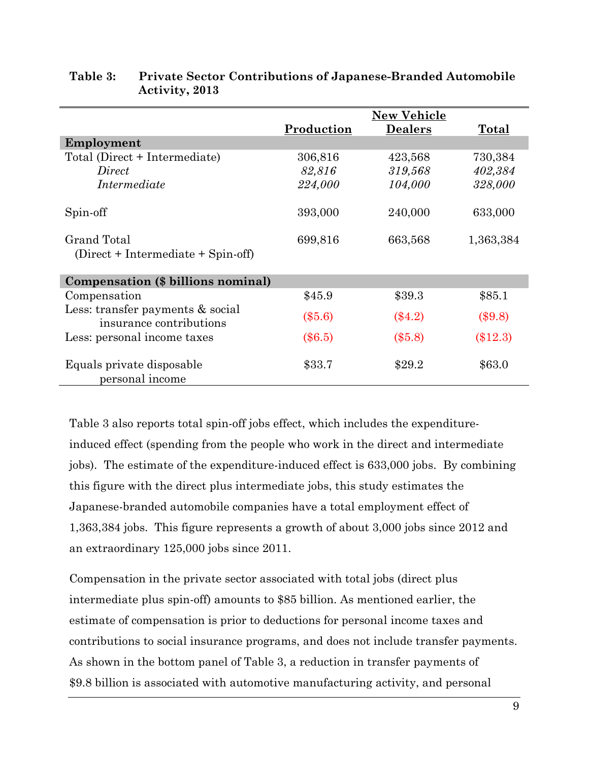**Table 3: Private Sector Contributions of Japanese-Branded Automobile Activity, 2013**

| | Production | New Vehicle Dealers | Total |
|---|---|---|---|
| **Employment** | | | |
| Total (Direct + Intermediate) | 306,816 | 423,568 | 730,384 |
| *Direct* | *82,816* | *319,568* | *402,384* |
| *Intermediate* | *224,000* | *104,000* | *328,000* |
| Spin-off | 393,000 | 240,000 | 633,000 |
| Grand Total (Direct + Intermediate + Spin-off) | 699,816 | 663,568 | 1,363,384 |
| **Compensation ($ billions nominal)** | | | |
| Compensation | $45.9 | $39.3 | $85.1 |
| Less: transfer payments & social insurance contributions | ($5.6) | ($4.2) | ($9.8) |
| Less: personal income taxes | ($6.5) | ($5.8) | ($12.3) |
| Equals private disposable personal income | $33.7 | $29.2 | $63.0 |

Table 3 also reports total spin-off jobs effect, which includes the expenditure-induced effect (spending from the people who work in the direct and intermediate jobs). The estimate of the expenditure-induced effect is 633,000 jobs. By combining this figure with the direct plus intermediate jobs, this study estimates the Japanese-branded automobile companies have a total employment effect of 1,363,384 jobs. This figure represents a growth of about 3,000 jobs since 2012 and an extraordinary 125,000 jobs since 2011.

Compensation in the private sector associated with total jobs (direct plus intermediate plus spin-off) amounts to $85 billion. As mentioned earlier, the estimate of compensation is prior to deductions for personal income taxes and contributions to social insurance programs, and does not include transfer payments. As shown in the bottom panel of Table 3, a reduction in transfer payments of $9.8 billion is associated with automotive manufacturing activity, and personal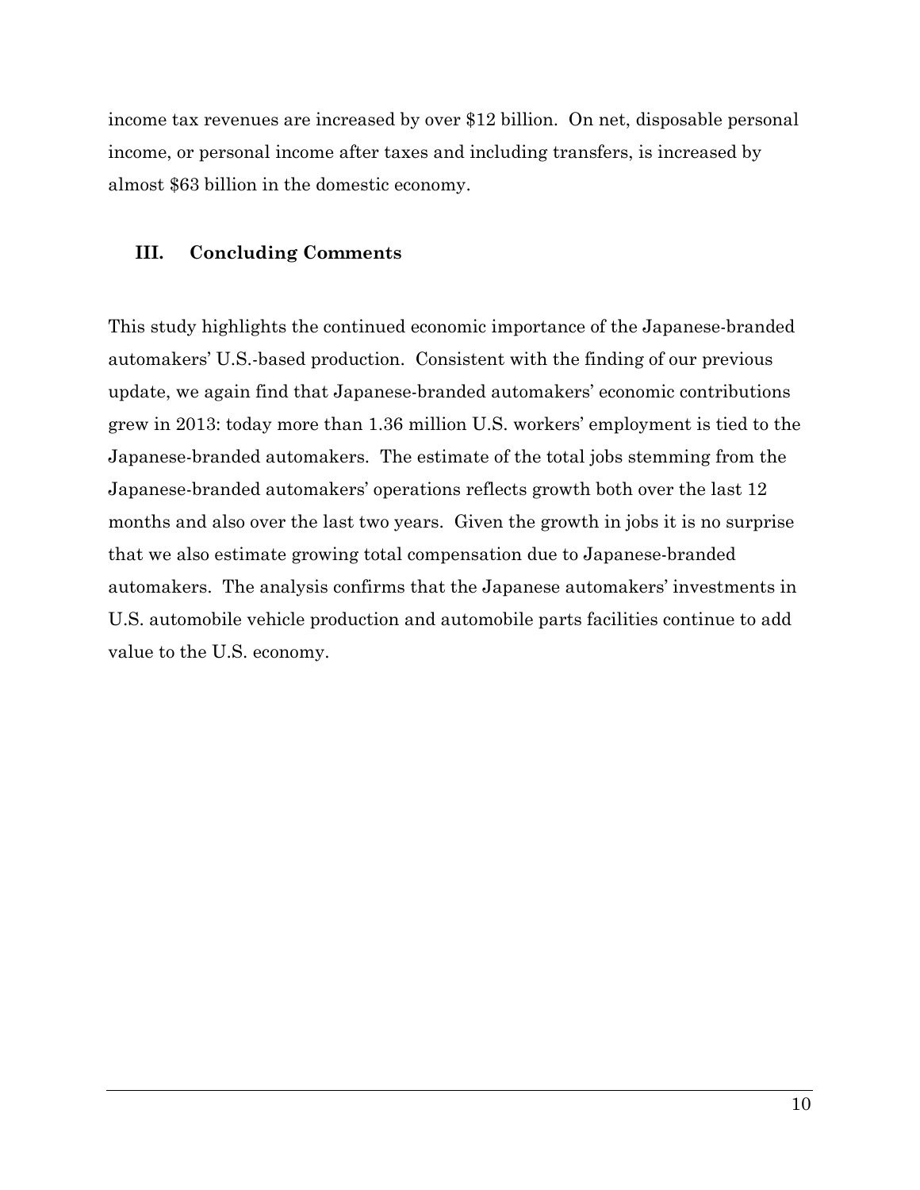income tax revenues are increased by over $12 billion. On net, disposable personal income, or personal income after taxes and including transfers, is increased by almost $63 billion in the domestic economy.

## III. Concluding Comments

This study highlights the continued economic importance of the Japanese-branded automakers' U.S.-based production. Consistent with the finding of our previous update, we again find that Japanese-branded automakers' economic contributions grew in 2013: today more than 1.36 million U.S. workers' employment is tied to the Japanese-branded automakers. The estimate of the total jobs stemming from the Japanese-branded automakers' operations reflects growth both over the last 12 months and also over the last two years. Given the growth in jobs it is no surprise that we also estimate growing total compensation due to Japanese-branded automakers. The analysis confirms that the Japanese automakers' investments in U.S. automobile vehicle production and automobile parts facilities continue to add value to the U.S. economy.